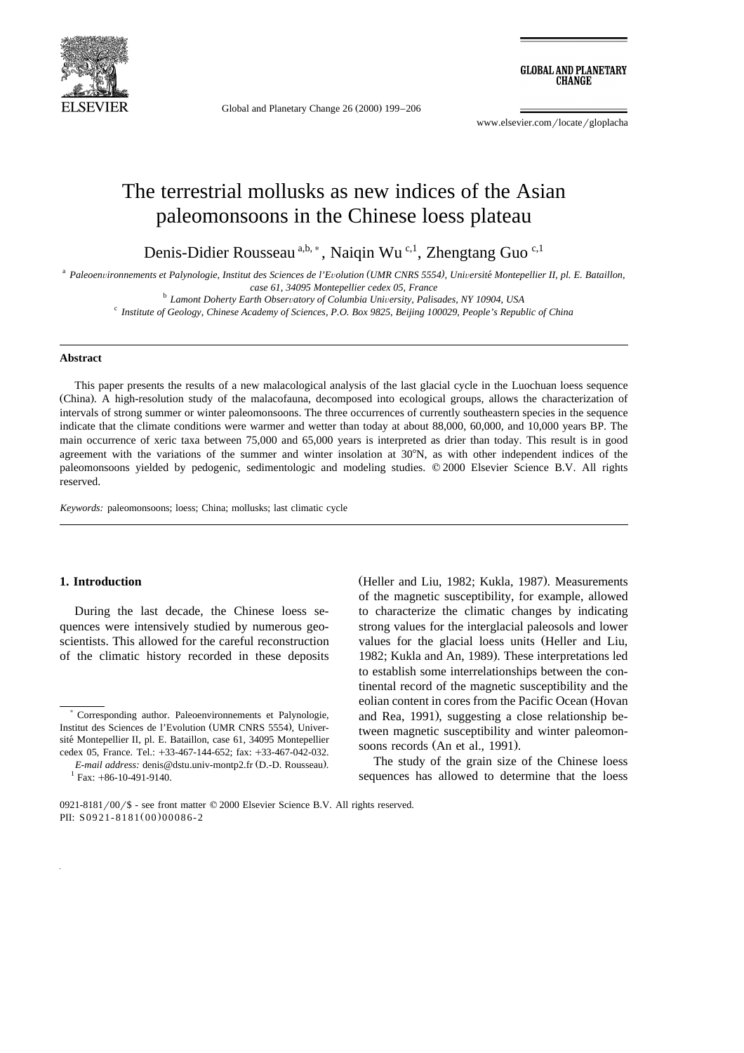# The terrestrial mollusks as new indices of the Asian paleomonsoons in the Chinese loess plateau

Denis-Didier Rousseau [a,b,*], Naiqin Wu [c,1], Zhengtang Guo [c,1]

[a] *Paleoenvironnements et Palynologie, Institut des Sciences de l'Evolution (UMR CNRS 5554), Université Montepellier II, pl. E. Bataillon, case 61, 34095 Montepellier cedex 05, France*

[b] *Lamont Doherty Earth Observatory of Columbia University, Palisades, NY 10904, USA*

[c] *Institute of Geology, Chinese Academy of Sciences, P.O. Box 9825, Beijing 100029, People's Republic of China*

## Abstract

This paper presents the results of a new malacological analysis of the last glacial cycle in the Luochuan loess sequence (China). A high-resolution study of the malacofauna, decomposed into ecological groups, allows the characterization of intervals of strong summer or winter paleomonsoons. The three occurrences of currently southeastern species in the sequence indicate that the climate conditions were warmer and wetter than today at about 88,000, 60,000, and 10,000 years BP. The main occurrence of xeric taxa between 75,000 and 65,000 years is interpreted as drier than today. This result is in good agreement with the variations of the summer and winter insolation at 30°N, as with other independent indices of the paleomonsoons yielded by pedogenic, sedimentologic and modeling studies. © 2000 Elsevier Science B.V. All rights reserved.

*Keywords:* paleomonsoons; loess; China; mollusks; last climatic cycle

## 1. Introduction

During the last decade, the Chinese loess sequences were intensively studied by numerous geoscientists. This allowed for the careful reconstruction of the climatic history recorded in these deposits (Heller and Liu, 1982; Kukla, 1987). Measurements of the magnetic susceptibility, for example, allowed to characterize the climatic changes by indicating strong values for the interglacial paleosols and lower values for the glacial loess units (Heller and Liu, 1982; Kukla and An, 1989). These interpretations led to establish some interrelationships between the continental record of the magnetic susceptibility and the eolian content in cores from the Pacific Ocean (Hovan and Rea, 1991), suggesting a close relationship between magnetic susceptibility and winter paleomonsoons records (An et al., 1991).

The study of the grain size of the Chinese loess sequences has allowed to determine that the loess

---

\* Corresponding author. Paleoenvironnements et Palynologie, Institut des Sciences de l'Evolution (UMR CNRS 5554), Université Montepellier II, pl. E. Bataillon, case 61, 34095 Montepellier cedex 05, France. Tel.: +33-467-144-652; fax: +33-467-042-032.

*E-mail address:* denis@dstu.univ-montp2.fr (D.-D. Rousseau).

[1] Fax: +86-10-491-9140.

0921-8181/00/$ - see front matter © 2000 Elsevier Science B.V. All rights reserved.
PII: S0921-8181(00)00086-2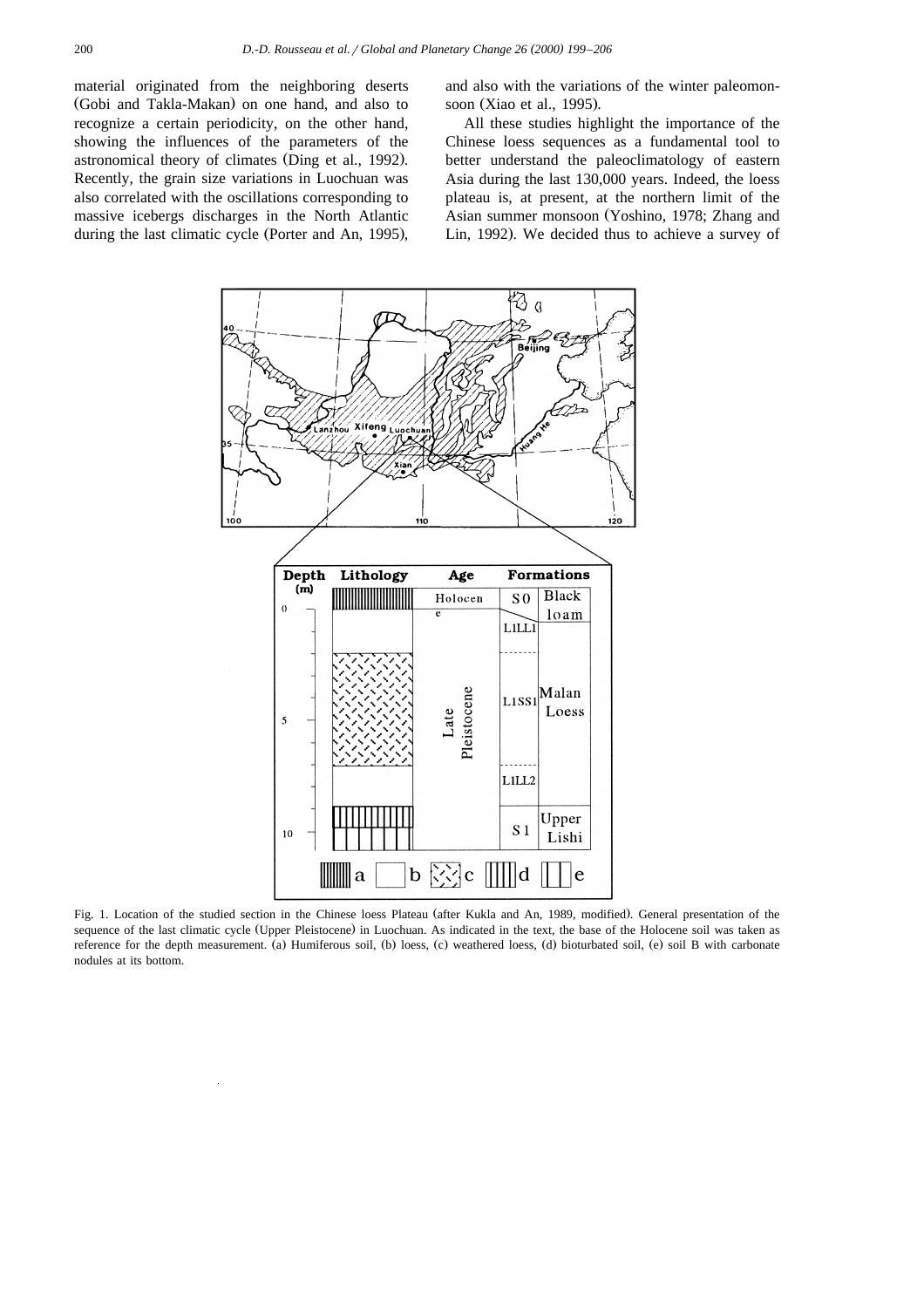material originated from the neighboring deserts (Gobi and Takla-Makan) on one hand, and also to recognize a certain periodicity, on the other hand, showing the influences of the parameters of the astronomical theory of climates (Ding et al., 1992). Recently, the grain size variations in Luochuan was also correlated with the oscillations corresponding to massive icebergs discharges in the North Atlantic during the last climatic cycle (Porter and An, 1995), and also with the variations of the winter paleomonsoon (Xiao et al., 1995).

All these studies highlight the importance of the Chinese loess sequences as a fundamental tool to better understand the paleoclimatology of eastern Asia during the last 130,000 years. Indeed, the loess plateau is, at present, at the northern limit of the Asian summer monsoon (Yoshino, 1978; Zhang and Lin, 1992). We decided thus to achieve a survey of

Fig. 1. Location of the studied section in the Chinese loess Plateau (after Kukla and An, 1989, modified). General presentation of the sequence of the last climatic cycle (Upper Pleistocene) in Luochuan. As indicated in the text, the base of the Holocene soil was taken as reference for the depth measurement. (a) Humiferous soil, (b) loess, (c) weathered loess, (d) bioturbated soil, (e) soil B with carbonate nodules at its bottom.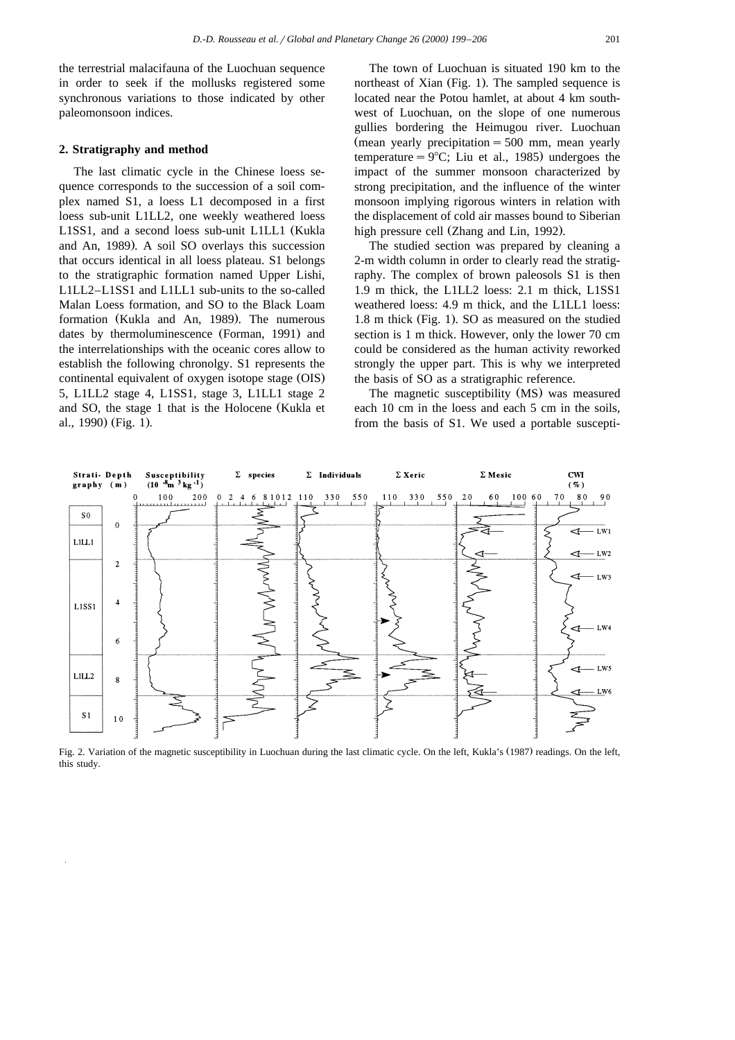the terrestrial malacifauna of the Luochuan sequence in order to seek if the mollusks registered some synchronous variations to those indicated by other paleomonsoon indices.

## 2. Stratigraphy and method

The last climatic cycle in the Chinese loess sequence corresponds to the succession of a soil complex named S1, a loess L1 decomposed in a first loess sub-unit L1LL2, one weekly weathered loess L1SS1, and a second loess sub-unit L1LL1 (Kukla and An, 1989). A soil SO overlays this succession that occurs identical in all loess plateau. S1 belongs to the stratigraphic formation named Upper Lishi, L1LL2–L1SS1 and L1LL1 sub-units to the so-called Malan Loess formation, and SO to the Black Loam formation (Kukla and An, 1989). The numerous dates by thermoluminescence (Forman, 1991) and the interrelationships with the oceanic cores allow to establish the following chronolgy. S1 represents the continental equivalent of oxygen isotope stage (OIS) 5, L1LL2 stage 4, L1SS1, stage 3, L1LL1 stage 2 and SO, the stage 1 that is the Holocene (Kukla et al., 1990) (Fig. 1).

The town of Luochuan is situated 190 km to the northeast of Xian (Fig. 1). The sampled sequence is located near the Potou hamlet, at about 4 km southwest of Luochuan, on the slope of one numerous gullies bordering the Heimugou river. Luochuan (mean yearly precipitation = 500 mm, mean yearly temperature = 9°C; Liu et al., 1985) undergoes the impact of the summer monsoon characterized by strong precipitation, and the influence of the winter monsoon implying rigorous winters in relation with the displacement of cold air masses bound to Siberian high pressure cell (Zhang and Lin, 1992).

The studied section was prepared by cleaning a 2-m width column in order to clearly read the stratigraphy. The complex of brown paleosols S1 is then 1.9 m thick, the L1LL2 loess: 2.1 m thick, L1SS1 weathered loess: 4.9 m thick, and the L1LL1 loess: 1.8 m thick (Fig. 1). SO as measured on the studied section is 1 m thick. However, only the lower 70 cm could be considered as the human activity reworked strongly the upper part. This is why we interpreted the basis of SO as a stratigraphic reference.

The magnetic susceptibility (MS) was measured each 10 cm in the loess and each 5 cm in the soils, from the basis of S1. We used a portable suscepti-

Fig. 2. Variation of the magnetic susceptibility in Luochuan during the last climatic cycle. On the left, Kukla's (1987) readings. On the left, this study.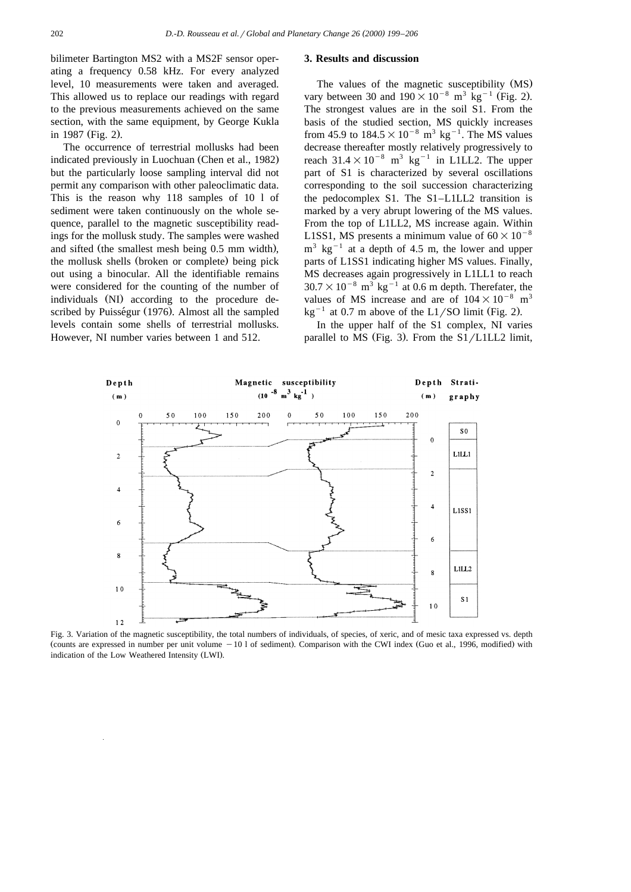bilimeter Bartington MS2 with a MS2F sensor operating a frequency 0.58 kHz. For every analyzed level, 10 measurements were taken and averaged. This allowed us to replace our readings with regard to the previous measurements achieved on the same section, with the same equipment, by George Kukla in 1987 (Fig. 2).

The occurrence of terrestrial mollusks had been indicated previously in Luochuan (Chen et al., 1982) but the particularly loose sampling interval did not permit any comparison with other paleoclimatic data. This is the reason why 118 samples of 10 l of sediment were taken continuously on the whole sequence, parallel to the magnetic susceptibility readings for the mollusk study. The samples were washed and sifted (the smallest mesh being 0.5 mm width), the mollusk shells (broken or complete) being pick out using a binocular. All the identifiable remains were considered for the counting of the number of individuals (NI) according to the procedure described by Puisségur (1976). Almost all the sampled levels contain some shells of terrestrial mollusks. However, NI number varies between 1 and 512.

## 3. Results and discussion

The values of the magnetic susceptibility (MS) vary between 30 and $190 \times 10^{-8}$ $m^3$ $kg^{-1}$ (Fig. 2). The strongest values are in the soil S1. From the basis of the studied section, MS quickly increases from 45.9 to $184.5 \times 10^{-8}$ $m^3$ $kg^{-1}$. The MS values decrease thereafter mostly relatively progressively to reach $31.4 \times 10^{-8}$ $m^3$ $kg^{-1}$ in L1LL2. The upper part of S1 is characterized by several oscillations corresponding to the soil succession characterizing the pedocomplex S1. The S1–L1LL2 transition is marked by a very abrupt lowering of the MS values. From the top of L1LL2, MS increase again. Within L1SS1, MS presents a minimum value of $60 \times 10^{-8}$ $m^3$ $kg^{-1}$ at a depth of 4.5 m, the lower and upper parts of L1SS1 indicating higher MS values. Finally, MS decreases again progressively in L1LL1 to reach $30.7 \times 10^{-8}$ $m^3$ $kg^{-1}$ at 0.6 m depth. Therefater, the values of MS increase and are of $104 \times 10^{-8}$ $m^3$ $kg^{-1}$ at 0.7 m above of the L1/SO limit (Fig. 2).

In the upper half of the S1 complex, NI varies parallel to MS (Fig. 3). From the S1/L1LL2 limit,

Fig. 3. Variation of the magnetic susceptibility, the total numbers of individuals, of species, of xeric, and of mesic taxa expressed vs. depth (counts are expressed in number per unit volume − 10 l of sediment). Comparison with the CWI index (Guo et al., 1996, modified) with indication of the Low Weathered Intensity (LWI).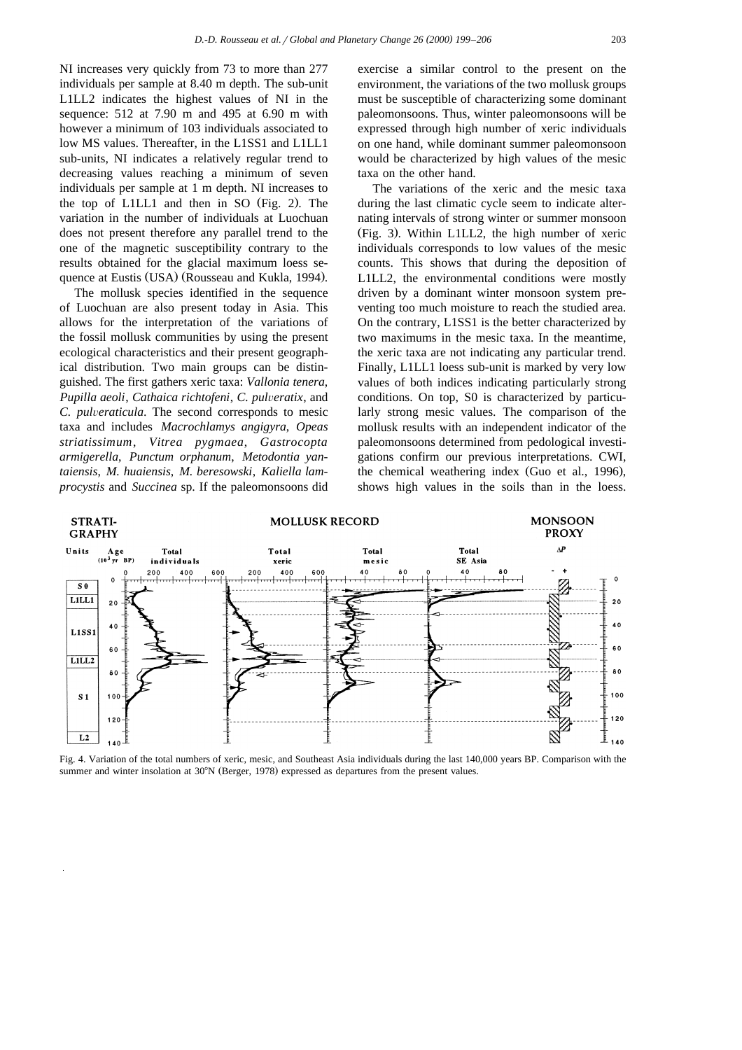NI increases very quickly from 73 to more than 277 individuals per sample at 8.40 m depth. The sub-unit L1LL2 indicates the highest values of NI in the sequence: 512 at 7.90 m and 495 at 6.90 m with however a minimum of 103 individuals associated to low MS values. Thereafter, in the L1SS1 and L1LL1 sub-units, NI indicates a relatively regular trend to decreasing values reaching a minimum of seven individuals per sample at 1 m depth. NI increases to the top of L1LL1 and then in SO (Fig. 2). The variation in the number of individuals at Luochuan does not present therefore any parallel trend to the one of the magnetic susceptibility contrary to the results obtained for the glacial maximum loess sequence at Eustis (USA) (Rousseau and Kukla, 1994).

The mollusk species identified in the sequence of Luochuan are also present today in Asia. This allows for the interpretation of the variations of the fossil mollusk communities by using the present ecological characteristics and their present geographical distribution. Two main groups can be distinguished. The first gathers xeric taxa: *Vallonia tenera*, *Pupilla aeoli*, *Cathaica richtofeni*, *C. pulveratix*, and *C. pulveraticula*. The second corresponds to mesic taxa and includes *Macrochlamys angigyra*, *Opeas striatissimum*, *Vitrea pygmaea*, *Gastrocopta armigerella*, *Punctum orphanum*, *Metodontia yantaiensis*, *M. huaiensis*, *M. beresowski*, *Kaliella lamprocystis* and *Succinea* sp. If the paleomonsoons did exercise a similar control to the present on the environment, the variations of the two mollusk groups must be susceptible of characterizing some dominant paleomonsoons. Thus, winter paleomonsoons will be expressed through high number of xeric individuals on one hand, while dominant summer paleomonsoon would be characterized by high values of the mesic taxa on the other hand.

The variations of the xeric and the mesic taxa during the last climatic cycle seem to indicate alternating intervals of strong winter or summer monsoon (Fig. 3). Within L1LL2, the high number of xeric individuals corresponds to low values of the mesic counts. This shows that during the deposition of L1LL2, the environmental conditions were mostly driven by a dominant winter monsoon system preventing too much moisture to reach the studied area. On the contrary, L1SS1 is the better characterized by two maximums in the mesic taxa. In the meantime, the xeric taxa are not indicating any particular trend. Finally, L1LL1 loess sub-unit is marked by very low values of both indices indicating particularly strong conditions. On top, S0 is characterized by particularly strong mesic values. The comparison of the mollusk results with an independent indicator of the paleomonsoons determined from pedological investigations confirm our previous interpretations. CWI, the chemical weathering index (Guo et al., 1996), shows high values in the soils than in the loess.

Fig. 4. Variation of the total numbers of xeric, mesic, and Southeast Asia individuals during the last 140,000 years BP. Comparison with the summer and winter insolation at 30°N (Berger, 1978) expressed as departures from the present values.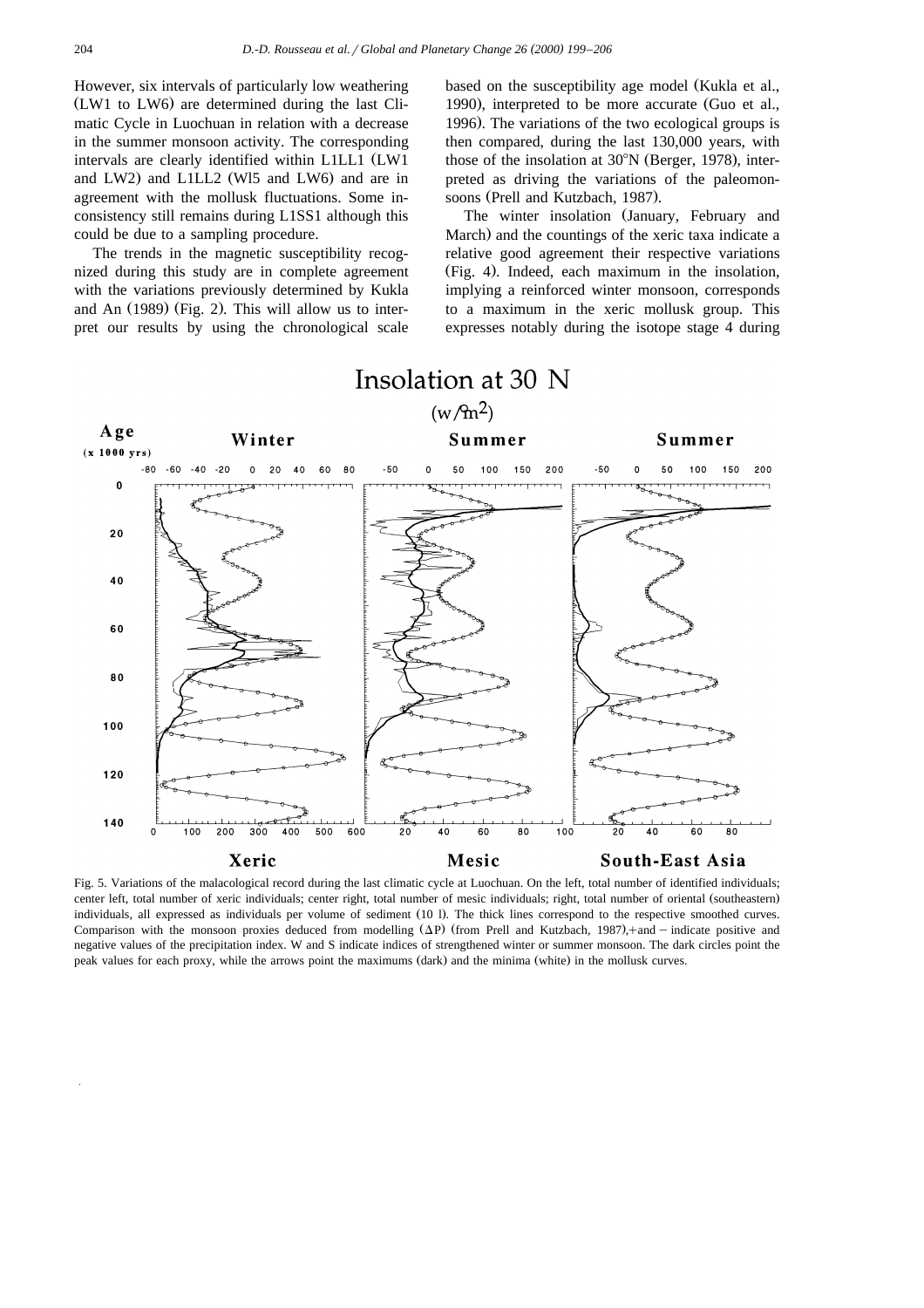However, six intervals of particularly low weathering (LW1 to LW6) are determined during the last Climatic Cycle in Luochuan in relation with a decrease in the summer monsoon activity. The corresponding intervals are clearly identified within L1LL1 (LW1 and LW2) and L1LL2 (Wl5 and LW6) and are in agreement with the mollusk fluctuations. Some inconsistency still remains during L1SS1 although this could be due to a sampling procedure.

The trends in the magnetic susceptibility recognized during this study are in complete agreement with the variations previously determined by Kukla and An (1989) (Fig. 2). This will allow us to interpret our results by using the chronological scale based on the susceptibility age model (Kukla et al., 1990), interpreted to be more accurate (Guo et al., 1996). The variations of the two ecological groups is then compared, during the last 130,000 years, with those of the insolation at 30°N (Berger, 1978), interpreted as driving the variations of the paleomonsoons (Prell and Kutzbach, 1987).

The winter insolation (January, February and March) and the countings of the xeric taxa indicate a relative good agreement their respective variations (Fig. 4). Indeed, each maximum in the insolation, implying a reinforced winter monsoon, corresponds to a maximum in the xeric mollusk group. This expresses notably during the isotope stage 4 during

Fig. 5. Variations of the malacological record during the last climatic cycle at Luochuan. On the left, total number of identified individuals; center left, total number of xeric individuals; center right, total number of mesic individuals; right, total number of oriental (southeastern) individuals, all expressed as individuals per volume of sediment (10 l). The thick lines correspond to the respective smoothed curves. Comparison with the monsoon proxies deduced from modelling ($\Delta P$) (from Prell and Kutzbach, 1987),+and − indicate positive and negative values of the precipitation index. W and S indicate indices of strengthened winter or summer monsoon. The dark circles point the peak values for each proxy, while the arrows point the maximums (dark) and the minima (white) in the mollusk curves.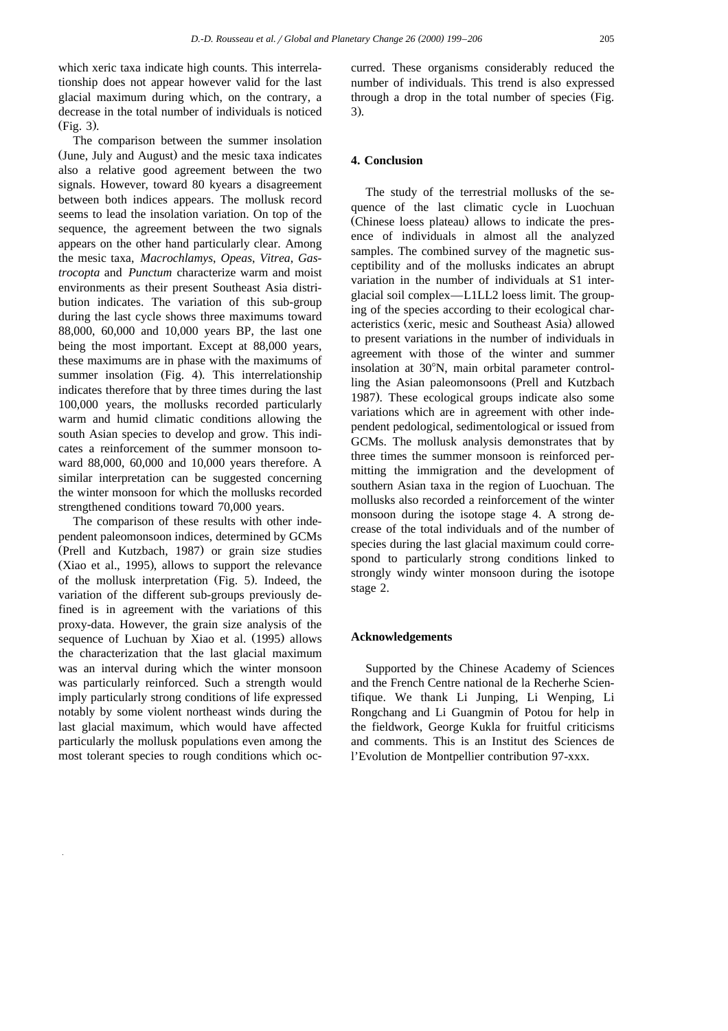which xeric taxa indicate high counts. This interrelationship does not appear however valid for the last glacial maximum during which, on the contrary, a decrease in the total number of individuals is noticed (Fig. 3).

The comparison between the summer insolation (June, July and August) and the mesic taxa indicates also a relative good agreement between the two signals. However, toward 80 kyears a disagreement between both indices appears. The mollusk record seems to lead the insolation variation. On top of the sequence, the agreement between the two signals appears on the other hand particularly clear. Among the mesic taxa, *Macrochlamys*, *Opeas*, *Vitrea*, *Gastrocopta* and *Punctum* characterize warm and moist environments as their present Southeast Asia distribution indicates. The variation of this sub-group during the last cycle shows three maximums toward 88,000, 60,000 and 10,000 years BP, the last one being the most important. Except at 88,000 years, these maximums are in phase with the maximums of summer insolation (Fig. 4). This interrelationship indicates therefore that by three times during the last 100,000 years, the mollusks recorded particularly warm and humid climatic conditions allowing the south Asian species to develop and grow. This indicates a reinforcement of the summer monsoon toward 88,000, 60,000 and 10,000 years therefore. A similar interpretation can be suggested concerning the winter monsoon for which the mollusks recorded strengthened conditions toward 70,000 years.

The comparison of these results with other independent paleomonsoon indices, determined by GCMs (Prell and Kutzbach, 1987) or grain size studies (Xiao et al., 1995), allows to support the relevance of the mollusk interpretation (Fig. 5). Indeed, the variation of the different sub-groups previously defined is in agreement with the variations of this proxy-data. However, the grain size analysis of the sequence of Luchuan by Xiao et al. (1995) allows the characterization that the last glacial maximum was an interval during which the winter monsoon was particularly reinforced. Such a strength would imply particularly strong conditions of life expressed notably by some violent northeast winds during the last glacial maximum, which would have affected particularly the mollusk populations even among the most tolerant species to rough conditions which occurred. These organisms considerably reduced the number of individuals. This trend is also expressed through a drop in the total number of species (Fig. 3).

## 4. Conclusion

The study of the terrestrial mollusks of the sequence of the last climatic cycle in Luochuan (Chinese loess plateau) allows to indicate the presence of individuals in almost all the analyzed samples. The combined survey of the magnetic susceptibility and of the mollusks indicates an abrupt variation in the number of individuals at S1 interglacial soil complex—L1LL2 loess limit. The grouping of the species according to their ecological characteristics (xeric, mesic and Southeast Asia) allowed to present variations in the number of individuals in agreement with those of the winter and summer insolation at 30°N, main orbital parameter controlling the Asian paleomonsoons (Prell and Kutzbach 1987). These ecological groups indicate also some variations which are in agreement with other independent pedological, sedimentological or issued from GCMs. The mollusk analysis demonstrates that by three times the summer monsoon is reinforced permitting the immigration and the development of southern Asian taxa in the region of Luochuan. The mollusks also recorded a reinforcement of the winter monsoon during the isotope stage 4. A strong decrease of the total individuals and of the number of species during the last glacial maximum could correspond to particularly strong conditions linked to strongly windy winter monsoon during the isotope stage 2.

## Acknowledgements

Supported by the Chinese Academy of Sciences and the French Centre national de la Recherhe Scientifique. We thank Li Junping, Li Wenping, Li Rongchang and Li Guangmin of Potou for help in the fieldwork, George Kukla for fruitful criticisms and comments. This is an Institut des Sciences de l'Evolution de Montpellier contribution 97-xxx.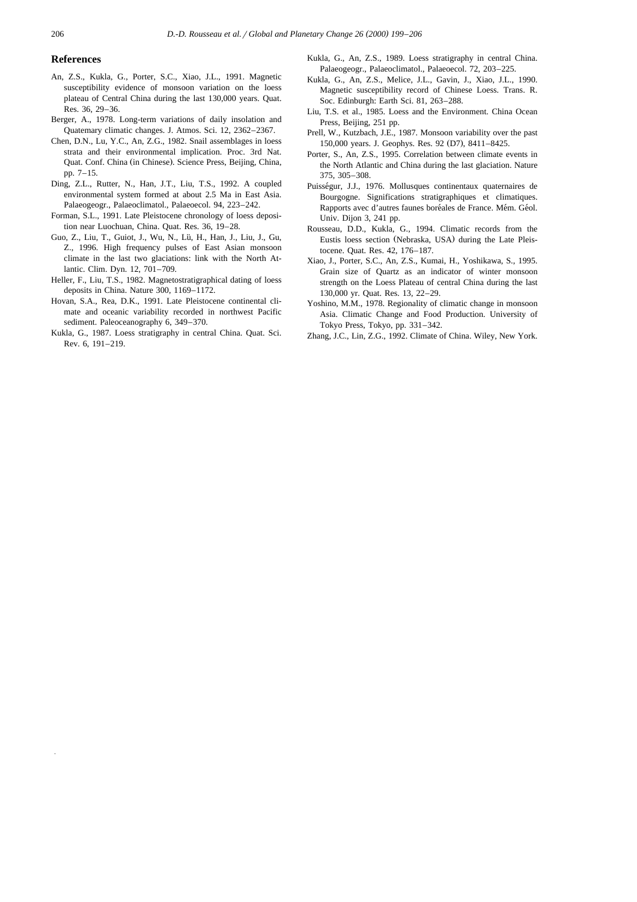## References

An, Z.S., Kukla, G., Porter, S.C., Xiao, J.L., 1991. Magnetic susceptibility evidence of monsoon variation on the loess plateau of Central China during the last 130,000 years. Quat. Res. 36, 29–36.

Berger, A., 1978. Long-term variations of daily insolation and Quaternary climatic changes. J. Atmos. Sci. 12, 2362–2367.

Chen, D.N., Lu, Y.C., An, Z.G., 1982. Snail assemblages in loess strata and their environmental implication. Proc. 3rd Nat. Quat. Conf. China (in Chinese). Science Press, Beijing, China, pp. 7–15.

Ding, Z.L., Rutter, N., Han, J.T., Liu, T.S., 1992. A coupled environmental system formed at about 2.5 Ma in East Asia. Palaeogeogr., Palaeoclimatol., Palaeoecol. 94, 223–242.

Forman, S.L., 1991. Late Pleistocene chronology of loess deposition near Luochuan, China. Quat. Res. 36, 19–28.

Guo, Z., Liu, T., Guiot, J., Wu, N., Lü, H., Han, J., Liu, J., Gu, Z., 1996. High frequency pulses of East Asian monsoon climate in the last two glaciations: link with the North Atlantic. Clim. Dyn. 12, 701–709.

Heller, F., Liu, T.S., 1982. Magnetostratigraphical dating of loess deposits in China. Nature 300, 1169–1172.

Hovan, S.A., Rea, D.K., 1991. Late Pleistocene continental climate and oceanic variability recorded in northwest Pacific sediment. Paleoceanography 6, 349–370.

Kukla, G., 1987. Loess stratigraphy in central China. Quat. Sci. Rev. 6, 191–219.

Kukla, G., An, Z.S., 1989. Loess stratigraphy in central China. Palaeogeogr., Palaeoclimatol., Palaeoecol. 72, 203–225.

Kukla, G., An, Z.S., Melice, J.L., Gavin, J., Xiao, J.L., 1990. Magnetic susceptibility record of Chinese Loess. Trans. R. Soc. Edinburgh: Earth Sci. 81, 263–288.

Liu, T.S. et al., 1985. Loess and the Environment. China Ocean Press, Beijing, 251 pp.

Prell, W., Kutzbach, J.E., 1987. Monsoon variability over the past 150,000 years. J. Geophys. Res. 92 (D7), 8411–8425.

Porter, S., An, Z.S., 1995. Correlation between climate events in the North Atlantic and China during the last glaciation. Nature 375, 305–308.

Puisségur, J.J., 1976. Mollusques continentaux quaternaires de Bourgogne. Significations stratigraphiques et climatiques. Rapports avec d'autres faunes boréales de France. Mém. Géol. Univ. Dijon 3, 241 pp.

Rousseau, D.D., Kukla, G., 1994. Climatic records from the Eustis loess section (Nebraska, USA) during the Late Pleistocene. Quat. Res. 42, 176–187.

Xiao, J., Porter, S.C., An, Z.S., Kumai, H., Yoshikawa, S., 1995. Grain size of Quartz as an indicator of winter monsoon strength on the Loess Plateau of central China during the last 130,000 yr. Quat. Res. 13, 22–29.

Yoshino, M.M., 1978. Regionality of climatic change in monsoon Asia. Climatic Change and Food Production. University of Tokyo Press, Tokyo, pp. 331–342.

Zhang, J.C., Lin, Z.G., 1992. Climate of China. Wiley, New York.